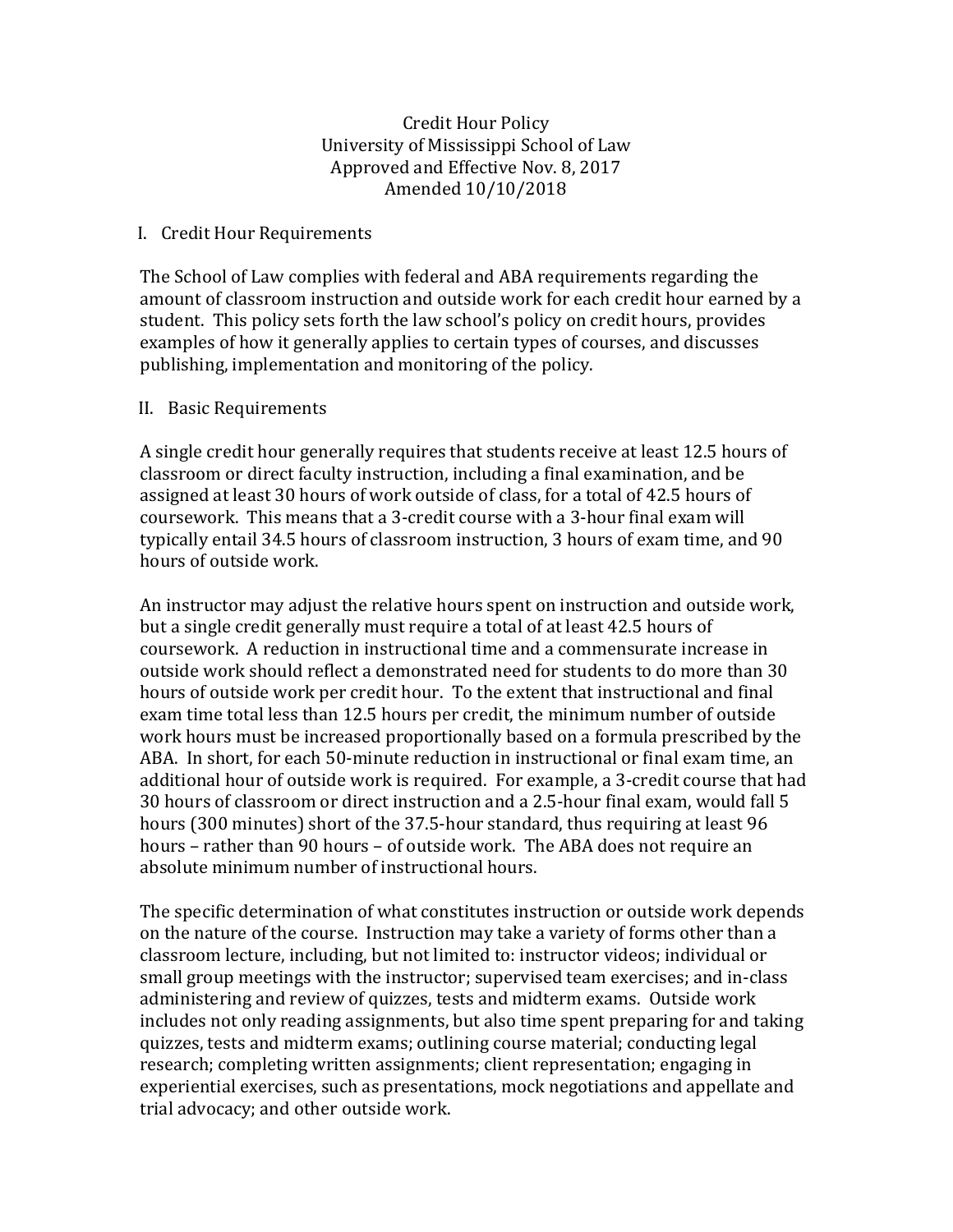# Credit Hour Policy
University of Mississippi School of Law
Approved and Effective Nov. 8, 2017
Amended 10/10/2018

## I. Credit Hour Requirements

The School of Law complies with federal and ABA requirements regarding the amount of classroom instruction and outside work for each credit hour earned by a student. This policy sets forth the law school's policy on credit hours, provides examples of how it generally applies to certain types of courses, and discusses publishing, implementation and monitoring of the policy.

## II. Basic Requirements

A single credit hour generally requires that students receive at least 12.5 hours of classroom or direct faculty instruction, including a final examination, and be assigned at least 30 hours of work outside of class, for a total of 42.5 hours of coursework. This means that a 3-credit course with a 3-hour final exam will typically entail 34.5 hours of classroom instruction, 3 hours of exam time, and 90 hours of outside work.

An instructor may adjust the relative hours spent on instruction and outside work, but a single credit generally must require a total of at least 42.5 hours of coursework. A reduction in instructional time and a commensurate increase in outside work should reflect a demonstrated need for students to do more than 30 hours of outside work per credit hour. To the extent that instructional and final exam time total less than 12.5 hours per credit, the minimum number of outside work hours must be increased proportionally based on a formula prescribed by the ABA. In short, for each 50-minute reduction in instructional or final exam time, an additional hour of outside work is required. For example, a 3-credit course that had 30 hours of classroom or direct instruction and a 2.5-hour final exam, would fall 5 hours (300 minutes) short of the 37.5-hour standard, thus requiring at least 96 hours – rather than 90 hours – of outside work. The ABA does not require an absolute minimum number of instructional hours.

The specific determination of what constitutes instruction or outside work depends on the nature of the course. Instruction may take a variety of forms other than a classroom lecture, including, but not limited to: instructor videos; individual or small group meetings with the instructor; supervised team exercises; and in-class administering and review of quizzes, tests and midterm exams. Outside work includes not only reading assignments, but also time spent preparing for and taking quizzes, tests and midterm exams; outlining course material; conducting legal research; completing written assignments; client representation; engaging in experiential exercises, such as presentations, mock negotiations and appellate and trial advocacy; and other outside work.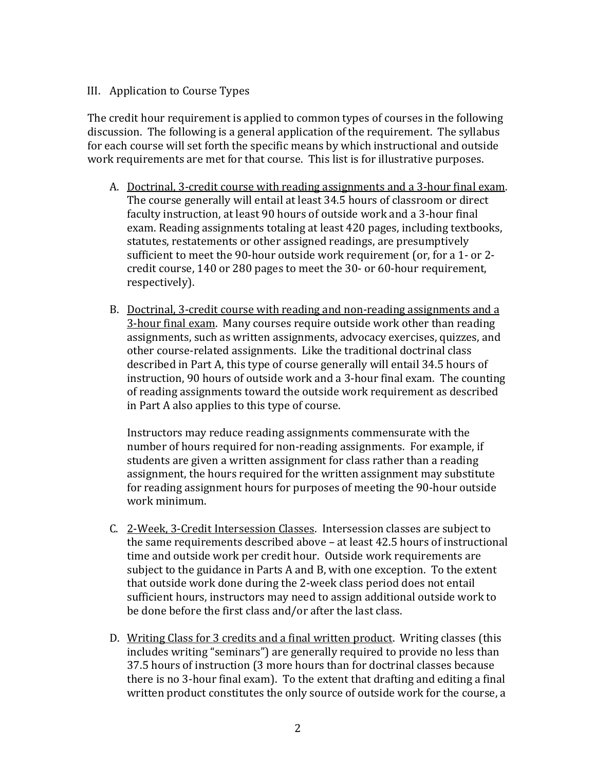## III. Application to Course Types

The credit hour requirement is applied to common types of courses in the following discussion. The following is a general application of the requirement. The syllabus for each course will set forth the specific means by which instructional and outside work requirements are met for that course. This list is for illustrative purposes.

A. <u>Doctrinal, 3-credit course with reading assignments and a 3-hour final exam</u>. The course generally will entail at least 34.5 hours of classroom or direct faculty instruction, at least 90 hours of outside work and a 3-hour final exam. Reading assignments totaling at least 420 pages, including textbooks, statutes, restatements or other assigned readings, are presumptively sufficient to meet the 90-hour outside work requirement (or, for a 1- or 2-credit course, 140 or 280 pages to meet the 30- or 60-hour requirement, respectively).

B. <u>Doctrinal, 3-credit course with reading and non-reading assignments and a 3-hour final exam</u>. Many courses require outside work other than reading assignments, such as written assignments, advocacy exercises, quizzes, and other course-related assignments. Like the traditional doctrinal class described in Part A, this type of course generally will entail 34.5 hours of instruction, 90 hours of outside work and a 3-hour final exam. The counting of reading assignments toward the outside work requirement as described in Part A also applies to this type of course.

   Instructors may reduce reading assignments commensurate with the number of hours required for non-reading assignments. For example, if students are given a written assignment for class rather than a reading assignment, the hours required for the written assignment may substitute for reading assignment hours for purposes of meeting the 90-hour outside work minimum.

C. <u>2-Week, 3-Credit Intersession Classes</u>. Intersession classes are subject to the same requirements described above – at least 42.5 hours of instructional time and outside work per credit hour. Outside work requirements are subject to the guidance in Parts A and B, with one exception. To the extent that outside work done during the 2-week class period does not entail sufficient hours, instructors may need to assign additional outside work to be done before the first class and/or after the last class.

D. <u>Writing Class for 3 credits and a final written product</u>. Writing classes (this includes writing "seminars") are generally required to provide no less than 37.5 hours of instruction (3 more hours than for doctrinal classes because there is no 3-hour final exam). To the extent that drafting and editing a final written product constitutes the only source of outside work for the course, a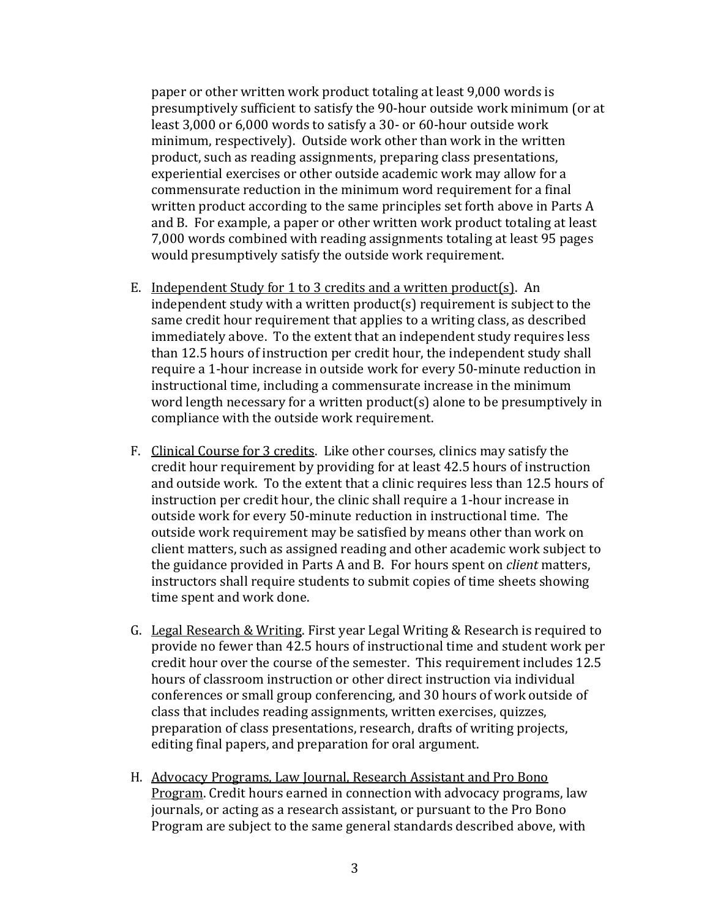paper or other written work product totaling at least 9,000 words is presumptively sufficient to satisfy the 90-hour outside work minimum (or at least 3,000 or 6,000 words to satisfy a 30- or 60-hour outside work minimum, respectively). Outside work other than work in the written product, such as reading assignments, preparing class presentations, experiential exercises or other outside academic work may allow for a commensurate reduction in the minimum word requirement for a final written product according to the same principles set forth above in Parts A and B. For example, a paper or other written work product totaling at least 7,000 words combined with reading assignments totaling at least 95 pages would presumptively satisfy the outside work requirement.

E. <u>Independent Study for 1 to 3 credits and a written product(s)</u>. An independent study with a written product(s) requirement is subject to the same credit hour requirement that applies to a writing class, as described immediately above. To the extent that an independent study requires less than 12.5 hours of instruction per credit hour, the independent study shall require a 1-hour increase in outside work for every 50-minute reduction in instructional time, including a commensurate increase in the minimum word length necessary for a written product(s) alone to be presumptively in compliance with the outside work requirement.

F. <u>Clinical Course for 3 credits</u>. Like other courses, clinics may satisfy the credit hour requirement by providing for at least 42.5 hours of instruction and outside work. To the extent that a clinic requires less than 12.5 hours of instruction per credit hour, the clinic shall require a 1-hour increase in outside work for every 50-minute reduction in instructional time. The outside work requirement may be satisfied by means other than work on client matters, such as assigned reading and other academic work subject to the guidance provided in Parts A and B. For hours spent on *client* matters, instructors shall require students to submit copies of time sheets showing time spent and work done.

G. <u>Legal Research & Writing</u>. First year Legal Writing & Research is required to provide no fewer than 42.5 hours of instructional time and student work per credit hour over the course of the semester. This requirement includes 12.5 hours of classroom instruction or other direct instruction via individual conferences or small group conferencing, and 30 hours of work outside of class that includes reading assignments, written exercises, quizzes, preparation of class presentations, research, drafts of writing projects, editing final papers, and preparation for oral argument.

H. <u>Advocacy Programs, Law Journal, Research Assistant and Pro Bono Program</u>. Credit hours earned in connection with advocacy programs, law journals, or acting as a research assistant, or pursuant to the Pro Bono Program are subject to the same general standards described above, with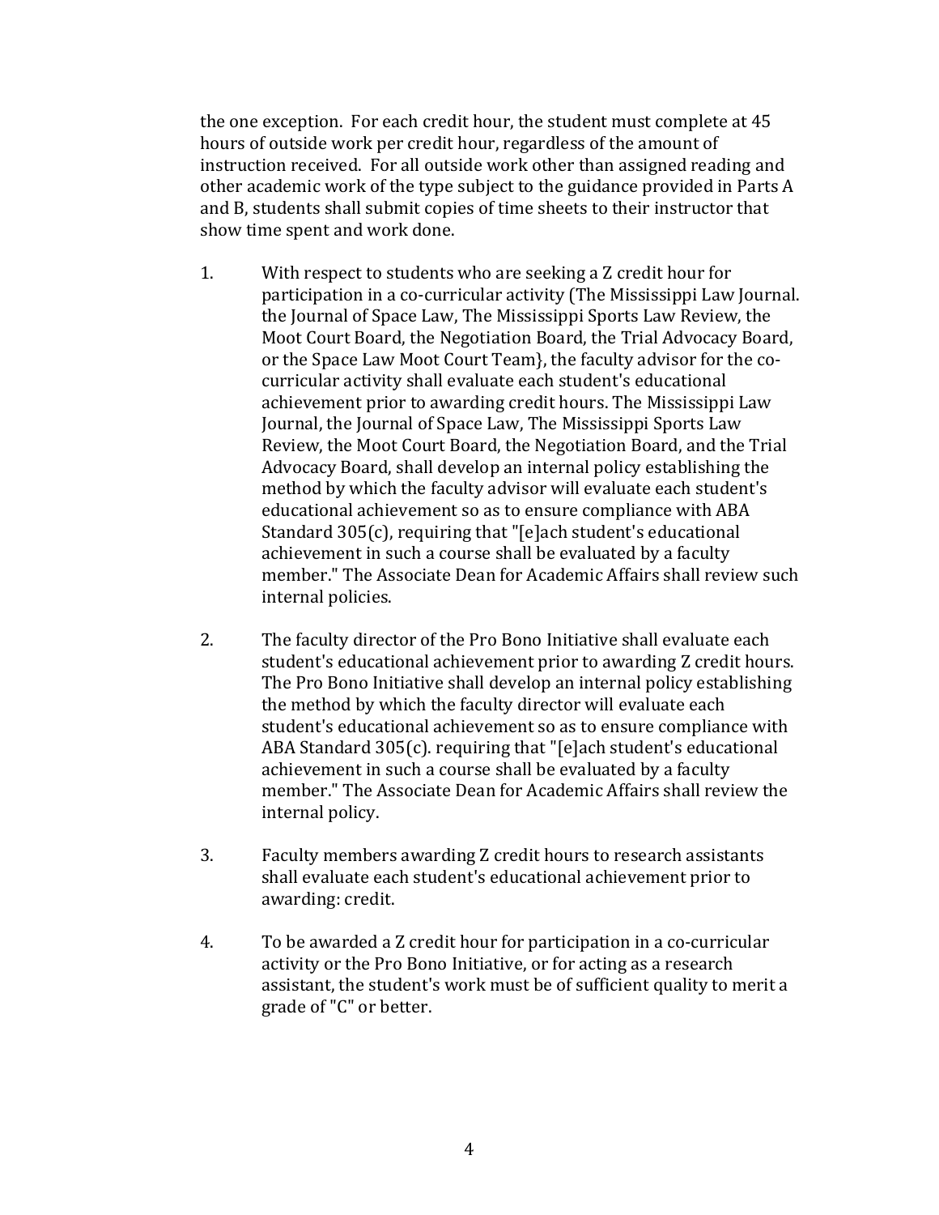the one exception. For each credit hour, the student must complete at 45 hours of outside work per credit hour, regardless of the amount of instruction received. For all outside work other than assigned reading and other academic work of the type subject to the guidance provided in Parts A and B, students shall submit copies of time sheets to their instructor that show time spent and work done.

1. With respect to students who are seeking a Z credit hour for participation in a co-curricular activity (The Mississippi Law Journal. the Journal of Space Law, The Mississippi Sports Law Review, the Moot Court Board, the Negotiation Board, the Trial Advocacy Board, or the Space Law Moot Court Team}, the faculty advisor for the co-curricular activity shall evaluate each student's educational achievement prior to awarding credit hours. The Mississippi Law Journal, the Journal of Space Law, The Mississippi Sports Law Review, the Moot Court Board, the Negotiation Board, and the Trial Advocacy Board, shall develop an internal policy establishing the method by which the faculty advisor will evaluate each student's educational achievement so as to ensure compliance with ABA Standard 305(c), requiring that "[e]ach student's educational achievement in such a course shall be evaluated by a faculty member." The Associate Dean for Academic Affairs shall review such internal policies.

2. The faculty director of the Pro Bono Initiative shall evaluate each student's educational achievement prior to awarding Z credit hours. The Pro Bono Initiative shall develop an internal policy establishing the method by which the faculty director will evaluate each student's educational achievement so as to ensure compliance with ABA Standard 305(c). requiring that "[e]ach student's educational achievement in such a course shall be evaluated by a faculty member." The Associate Dean for Academic Affairs shall review the internal policy.

3. Faculty members awarding Z credit hours to research assistants shall evaluate each student's educational achievement prior to awarding: credit.

4. To be awarded a Z credit hour for participation in a co-curricular activity or the Pro Bono Initiative, or for acting as a research assistant, the student's work must be of sufficient quality to merit a grade of "C" or better.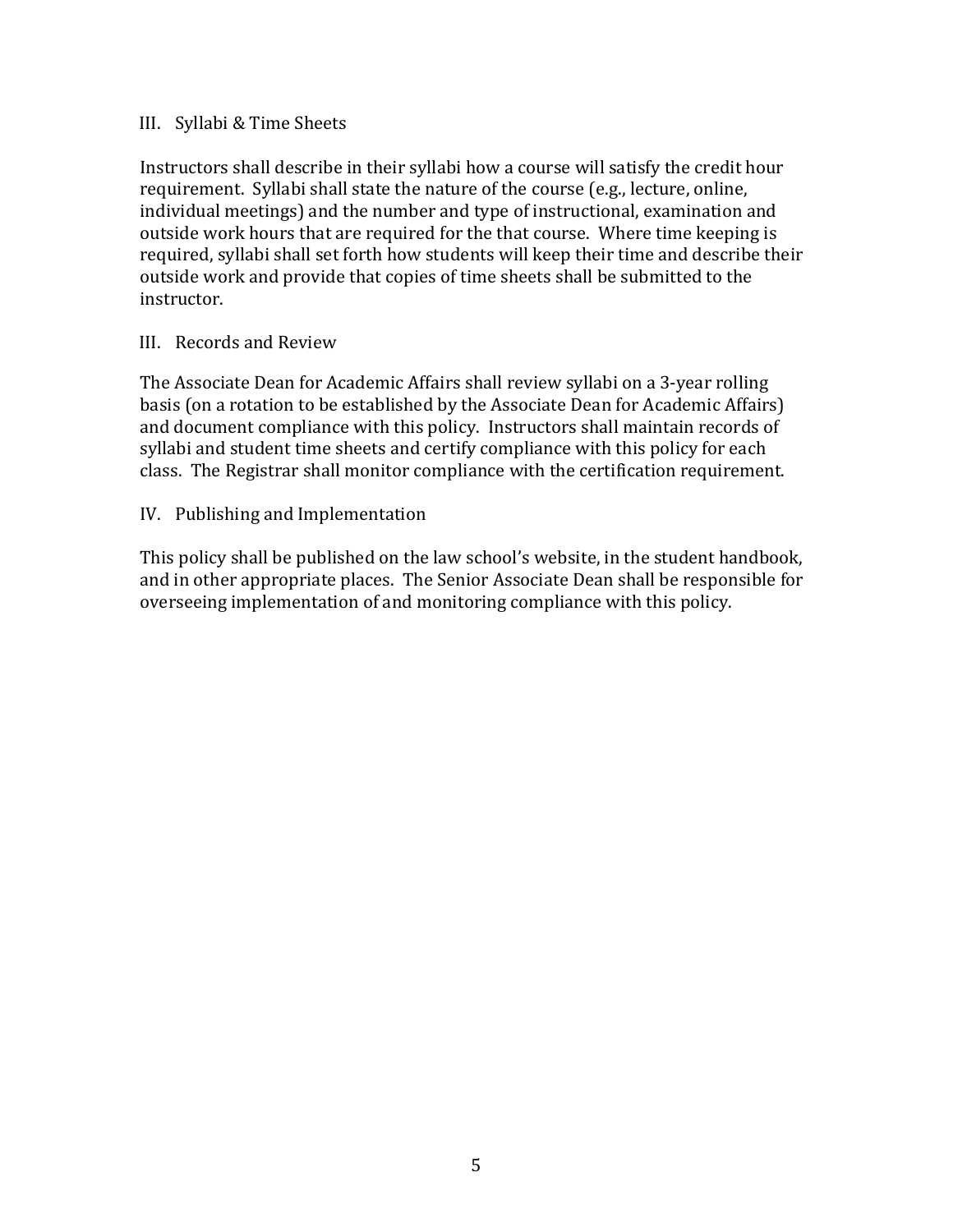## III. Syllabi & Time Sheets

Instructors shall describe in their syllabi how a course will satisfy the credit hour requirement. Syllabi shall state the nature of the course (e.g., lecture, online, individual meetings) and the number and type of instructional, examination and outside work hours that are required for the that course. Where time keeping is required, syllabi shall set forth how students will keep their time and describe their outside work and provide that copies of time sheets shall be submitted to the instructor.

## III. Records and Review

The Associate Dean for Academic Affairs shall review syllabi on a 3-year rolling basis (on a rotation to be established by the Associate Dean for Academic Affairs) and document compliance with this policy. Instructors shall maintain records of syllabi and student time sheets and certify compliance with this policy for each class. The Registrar shall monitor compliance with the certification requirement.

## IV. Publishing and Implementation

This policy shall be published on the law school's website, in the student handbook, and in other appropriate places. The Senior Associate Dean shall be responsible for overseeing implementation of and monitoring compliance with this policy.